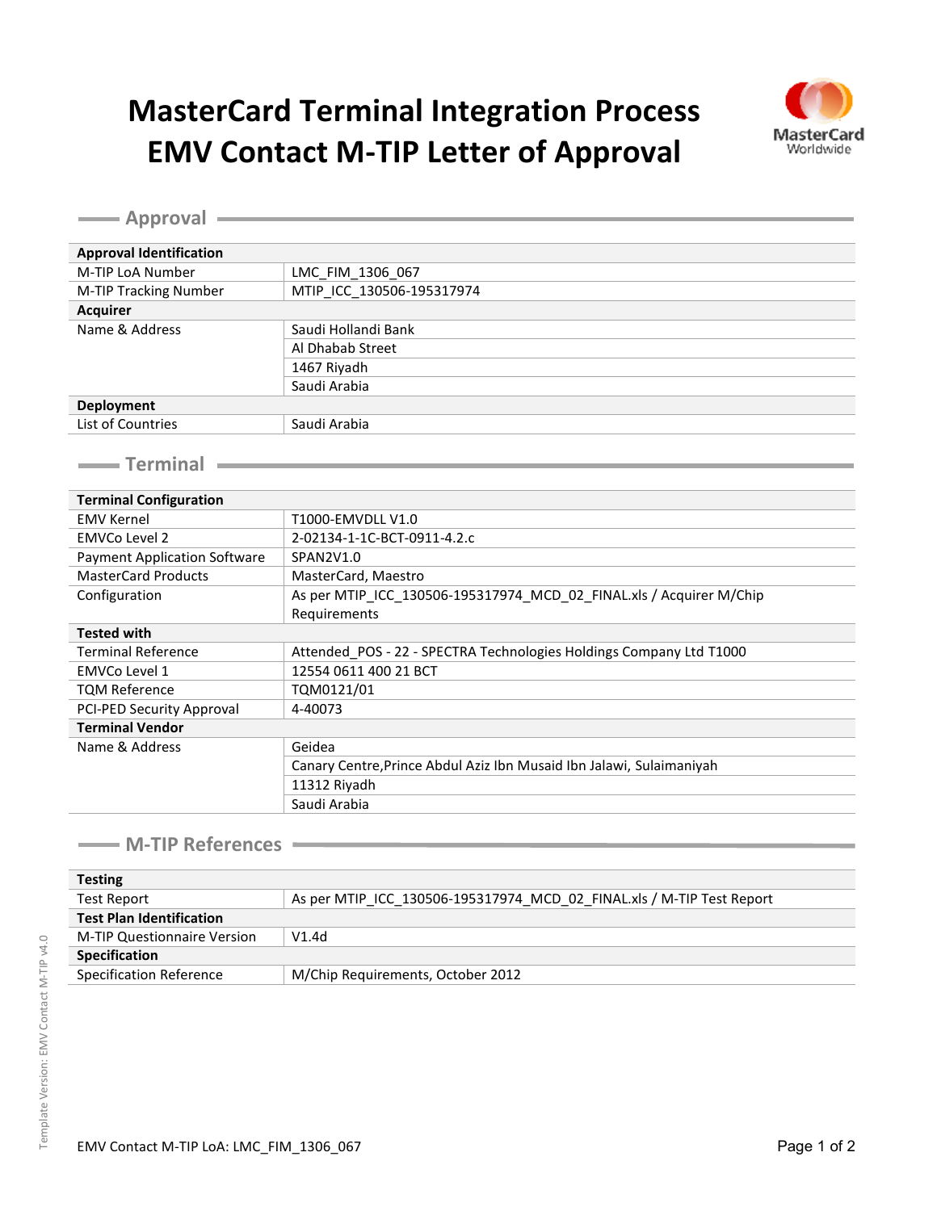# MasterCard Terminal Integration Process
# EMV Contact M-TIP Letter of Approval

MasterCard Worldwide

## Approval

| **Approval Identification** | |
|---|---|
| M-TIP LoA Number | LMC_FIM_1306_067 |
| M-TIP Tracking Number | MTIP_ICC_130506-195317974 |
| **Acquirer** | |
| Name & Address | Saudi Hollandi Bank |
| | Al Dhabab Street |
| | 1467 Riyadh |
| | Saudi Arabia |
| **Deployment** | |
| List of Countries | Saudi Arabia |

## Terminal

| **Terminal Configuration** | |
|---|---|
| EMV Kernel | T1000-EMVDLL V1.0 |
| EMVCo Level 2 | 2-02134-1-1C-BCT-0911-4.2.c |
| Payment Application Software | SPAN2V1.0 |
| MasterCard Products | MasterCard, Maestro |
| Configuration | As per MTIP_ICC_130506-195317974_MCD_02_FINAL.xls / Acquirer M/Chip Requirements |
| **Tested with** | |
| Terminal Reference | Attended_POS - 22 - SPECTRA Technologies Holdings Company Ltd T1000 |
| EMVCo Level 1 | 12554 0611 400 21 BCT |
| TQM Reference | TQM0121/01 |
| PCI-PED Security Approval | 4-40073 |
| **Terminal Vendor** | |
| Name & Address | Geidea |
| | Canary Centre,Prince Abdul Aziz Ibn Musaid Ibn Jalawi, Sulaimaniyah |
| | 11312 Riyadh |
| | Saudi Arabia |

## M-TIP References

| **Testing** | |
|---|---|
| Test Report | As per MTIP_ICC_130506-195317974_MCD_02_FINAL.xls / M-TIP Test Report |
| **Test Plan Identification** | |
| M-TIP Questionnaire Version | V1.4d |
| **Specification** | |
| Specification Reference | M/Chip Requirements, October 2012 |

EMV Contact M-TIP LoA: LMC_FIM_1306_067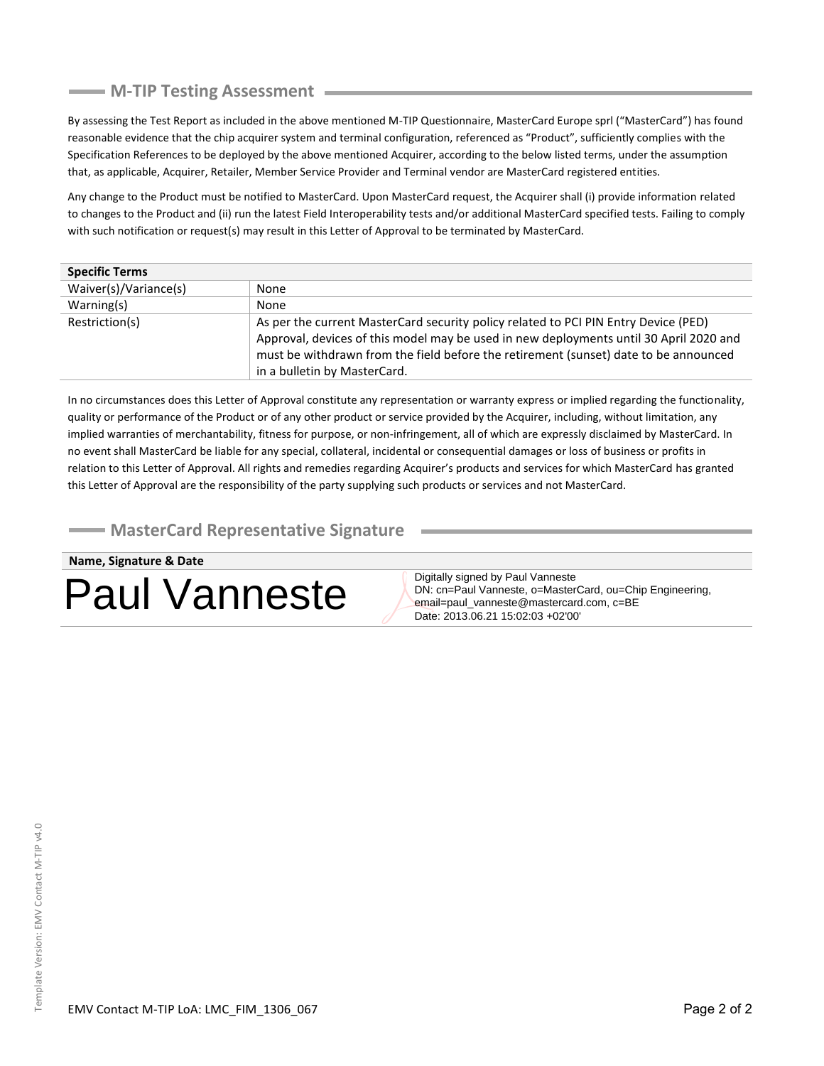## M-TIP Testing Assessment

By assessing the Test Report as included in the above mentioned M-TIP Questionnaire, MasterCard Europe sprl ("MasterCard") has found reasonable evidence that the chip acquirer system and terminal configuration, referenced as "Product", sufficiently complies with the Specification References to be deployed by the above mentioned Acquirer, according to the below listed terms, under the assumption that, as applicable, Acquirer, Retailer, Member Service Provider and Terminal vendor are MasterCard registered entities.

Any change to the Product must be notified to MasterCard. Upon MasterCard request, the Acquirer shall (i) provide information related to changes to the Product and (ii) run the latest Field Interoperability tests and/or additional MasterCard specified tests. Failing to comply with such notification or request(s) may result in this Letter of Approval to be terminated by MasterCard.

| **Specific Terms** | |
|---|---|
| Waiver(s)/Variance(s) | None |
| Warning(s) | None |
| Restriction(s) | As per the current MasterCard security policy related to PCI PIN Entry Device (PED) Approval, devices of this model may be used in new deployments until 30 April 2020 and must be withdrawn from the field before the retirement (sunset) date to be announced in a bulletin by MasterCard. |

In no circumstances does this Letter of Approval constitute any representation or warranty express or implied regarding the functionality, quality or performance of the Product or of any other product or service provided by the Acquirer, including, without limitation, any implied warranties of merchantability, fitness for purpose, or non-infringement, all of which are expressly disclaimed by MasterCard. In no event shall MasterCard be liable for any special, collateral, incidental or consequential damages or loss of business or profits in relation to this Letter of Approval. All rights and remedies regarding Acquirer's products and services for which MasterCard has granted this Letter of Approval are the responsibility of the party supplying such products or services and not MasterCard.

## MasterCard Representative Signature

**Name, Signature & Date**

Paul Vanneste

Digitally signed by Paul Vanneste
DN: cn=Paul Vanneste, o=MasterCard, ou=Chip Engineering, email=paul_vanneste@mastercard.com, c=BE
Date: 2013.06.21 15:02:03 +02'00'

Template Version: EMV Contact M-TIP v4.0

EMV Contact M-TIP LoA: LMC_FIM_1306_067